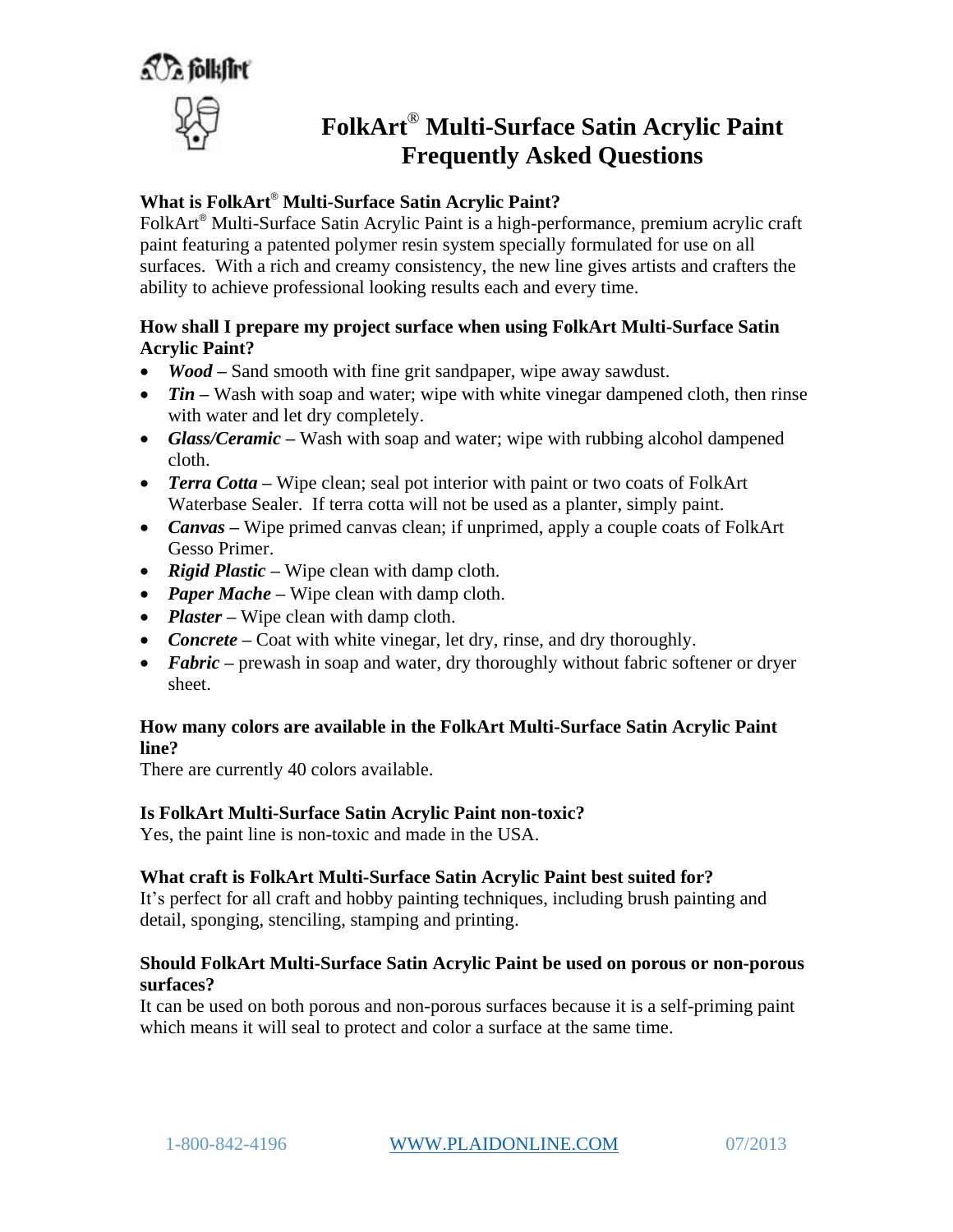# FolkArt® Multi-Surface Satin Acrylic Paint Frequently Asked Questions

**What is FolkArt® Multi-Surface Satin Acrylic Paint?**
FolkArt® Multi-Surface Satin Acrylic Paint is a high-performance, premium acrylic craft paint featuring a patented polymer resin system specially formulated for use on all surfaces. With a rich and creamy consistency, the new line gives artists and crafters the ability to achieve professional looking results each and every time.

**How shall I prepare my project surface when using FolkArt Multi-Surface Satin Acrylic Paint?**

- ***Wood*** **–** Sand smooth with fine grit sandpaper, wipe away sawdust.
- ***Tin*** **–** Wash with soap and water; wipe with white vinegar dampened cloth, then rinse with water and let dry completely.
- ***Glass/Ceramic*** **–** Wash with soap and water; wipe with rubbing alcohol dampened cloth.
- ***Terra Cotta*** **–** Wipe clean; seal pot interior with paint or two coats of FolkArt Waterbase Sealer. If terra cotta will not be used as a planter, simply paint.
- ***Canvas*** **–** Wipe primed canvas clean; if unprimed, apply a couple coats of FolkArt Gesso Primer.
- ***Rigid Plastic*** **–** Wipe clean with damp cloth.
- ***Paper Mache*** **–** Wipe clean with damp cloth.
- ***Plaster*** **–** Wipe clean with damp cloth.
- ***Concrete*** **–** Coat with white vinegar, let dry, rinse, and dry thoroughly.
- ***Fabric*** **–** prewash in soap and water, dry thoroughly without fabric softener or dryer sheet.

**How many colors are available in the FolkArt Multi-Surface Satin Acrylic Paint line?**
There are currently 40 colors available.

**Is FolkArt Multi-Surface Satin Acrylic Paint non-toxic?**
Yes, the paint line is non-toxic and made in the USA.

**What craft is FolkArt Multi-Surface Satin Acrylic Paint best suited for?**
It's perfect for all craft and hobby painting techniques, including brush painting and detail, sponging, stenciling, stamping and printing.

**Should FolkArt Multi-Surface Satin Acrylic Paint be used on porous or non-porous surfaces?**
It can be used on both porous and non-porous surfaces because it is a self-priming paint which means it will seal to protect and color a surface at the same time.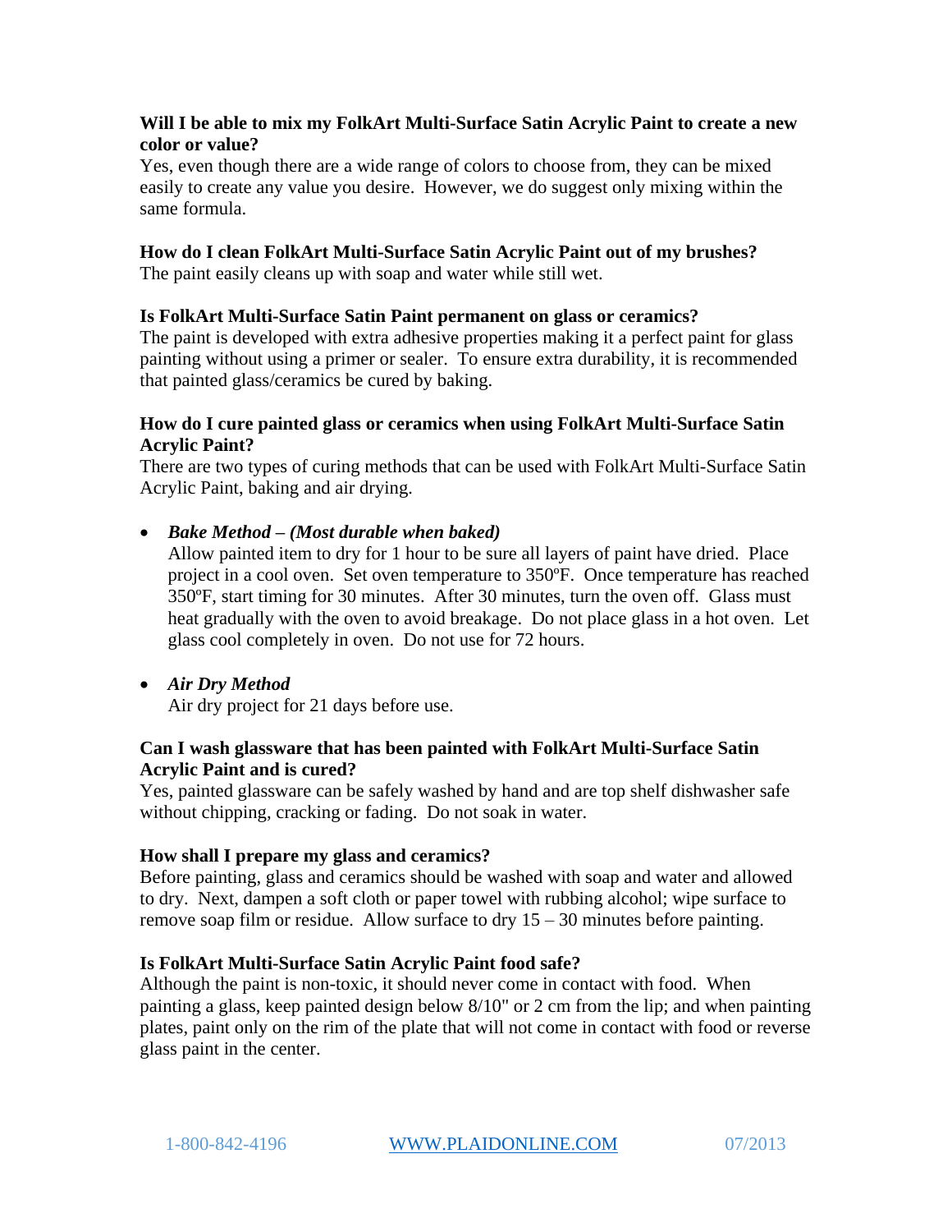**Will I be able to mix my FolkArt Multi-Surface Satin Acrylic Paint to create a new color or value?**

Yes, even though there are a wide range of colors to choose from, they can be mixed easily to create any value you desire. However, we do suggest only mixing within the same formula.

**How do I clean FolkArt Multi-Surface Satin Acrylic Paint out of my brushes?**

The paint easily cleans up with soap and water while still wet.

**Is FolkArt Multi-Surface Satin Paint permanent on glass or ceramics?**

The paint is developed with extra adhesive properties making it a perfect paint for glass painting without using a primer or sealer. To ensure extra durability, it is recommended that painted glass/ceramics be cured by baking.

**How do I cure painted glass or ceramics when using FolkArt Multi-Surface Satin Acrylic Paint?**

There are two types of curing methods that can be used with FolkArt Multi-Surface Satin Acrylic Paint, baking and air drying.

- ***Bake Method – (Most durable when baked)***
  Allow painted item to dry for 1 hour to be sure all layers of paint have dried. Place project in a cool oven. Set oven temperature to 350ºF. Once temperature has reached 350ºF, start timing for 30 minutes. After 30 minutes, turn the oven off. Glass must heat gradually with the oven to avoid breakage. Do not place glass in a hot oven. Let glass cool completely in oven. Do not use for 72 hours.

- ***Air Dry Method***
  Air dry project for 21 days before use.

**Can I wash glassware that has been painted with FolkArt Multi-Surface Satin Acrylic Paint and is cured?**

Yes, painted glassware can be safely washed by hand and are top shelf dishwasher safe without chipping, cracking or fading. Do not soak in water.

**How shall I prepare my glass and ceramics?**

Before painting, glass and ceramics should be washed with soap and water and allowed to dry. Next, dampen a soft cloth or paper towel with rubbing alcohol; wipe surface to remove soap film or residue. Allow surface to dry 15 – 30 minutes before painting.

**Is FolkArt Multi-Surface Satin Acrylic Paint food safe?**

Although the paint is non-toxic, it should never come in contact with food. When painting a glass, keep painted design below 8/10" or 2 cm from the lip; and when painting plates, paint only on the rim of the plate that will not come in contact with food or reverse glass paint in the center.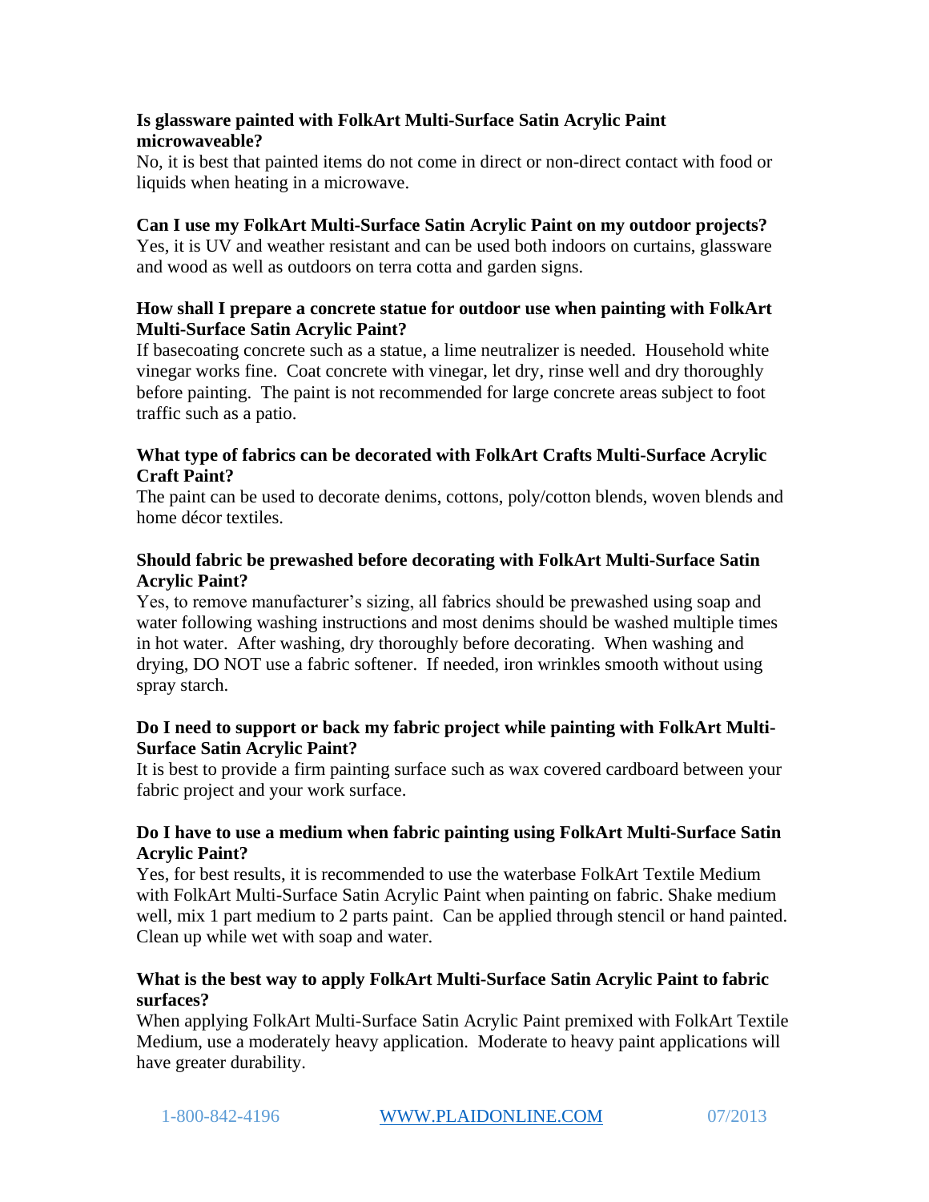**Is glassware painted with FolkArt Multi-Surface Satin Acrylic Paint microwaveable?**

No, it is best that painted items do not come in direct or non-direct contact with food or liquids when heating in a microwave.

**Can I use my FolkArt Multi-Surface Satin Acrylic Paint on my outdoor projects?**

Yes, it is UV and weather resistant and can be used both indoors on curtains, glassware and wood as well as outdoors on terra cotta and garden signs.

**How shall I prepare a concrete statue for outdoor use when painting with FolkArt Multi-Surface Satin Acrylic Paint?**

If basecoating concrete such as a statue, a lime neutralizer is needed. Household white vinegar works fine. Coat concrete with vinegar, let dry, rinse well and dry thoroughly before painting. The paint is not recommended for large concrete areas subject to foot traffic such as a patio.

**What type of fabrics can be decorated with FolkArt Crafts Multi-Surface Acrylic Craft Paint?**

The paint can be used to decorate denims, cottons, poly/cotton blends, woven blends and home décor textiles.

**Should fabric be prewashed before decorating with FolkArt Multi-Surface Satin Acrylic Paint?**

Yes, to remove manufacturer's sizing, all fabrics should be prewashed using soap and water following washing instructions and most denims should be washed multiple times in hot water. After washing, dry thoroughly before decorating. When washing and drying, DO NOT use a fabric softener. If needed, iron wrinkles smooth without using spray starch.

**Do I need to support or back my fabric project while painting with FolkArt Multi-Surface Satin Acrylic Paint?**

It is best to provide a firm painting surface such as wax covered cardboard between your fabric project and your work surface.

**Do I have to use a medium when fabric painting using FolkArt Multi-Surface Satin Acrylic Paint?**

Yes, for best results, it is recommended to use the waterbase FolkArt Textile Medium with FolkArt Multi-Surface Satin Acrylic Paint when painting on fabric. Shake medium well, mix 1 part medium to 2 parts paint. Can be applied through stencil or hand painted. Clean up while wet with soap and water.

**What is the best way to apply FolkArt Multi-Surface Satin Acrylic Paint to fabric surfaces?**

When applying FolkArt Multi-Surface Satin Acrylic Paint premixed with FolkArt Textile Medium, use a moderately heavy application. Moderate to heavy paint applications will have greater durability.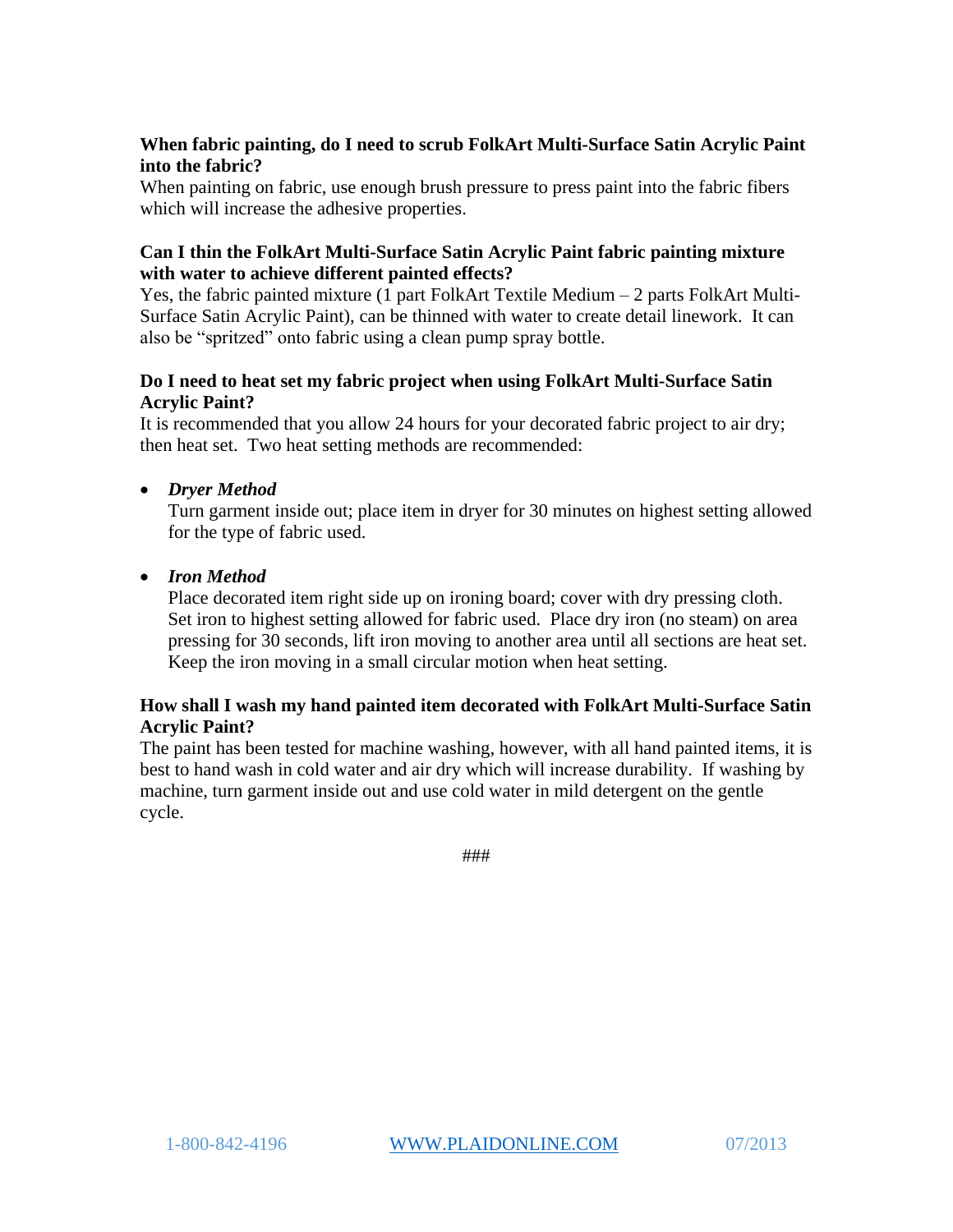**When fabric painting, do I need to scrub FolkArt Multi-Surface Satin Acrylic Paint into the fabric?**

When painting on fabric, use enough brush pressure to press paint into the fabric fibers which will increase the adhesive properties.

**Can I thin the FolkArt Multi-Surface Satin Acrylic Paint fabric painting mixture with water to achieve different painted effects?**

Yes, the fabric painted mixture (1 part FolkArt Textile Medium – 2 parts FolkArt Multi-Surface Satin Acrylic Paint), can be thinned with water to create detail linework. It can also be "spritzed" onto fabric using a clean pump spray bottle.

**Do I need to heat set my fabric project when using FolkArt Multi-Surface Satin Acrylic Paint?**

It is recommended that you allow 24 hours for your decorated fabric project to air dry; then heat set. Two heat setting methods are recommended:

- ***Dryer Method***

  Turn garment inside out; place item in dryer for 30 minutes on highest setting allowed for the type of fabric used.

- ***Iron Method***

  Place decorated item right side up on ironing board; cover with dry pressing cloth. Set iron to highest setting allowed for fabric used. Place dry iron (no steam) on area pressing for 30 seconds, lift iron moving to another area until all sections are heat set. Keep the iron moving in a small circular motion when heat setting.

**How shall I wash my hand painted item decorated with FolkArt Multi-Surface Satin Acrylic Paint?**

The paint has been tested for machine washing, however, with all hand painted items, it is best to hand wash in cold water and air dry which will increase durability. If washing by machine, turn garment inside out and use cold water in mild detergent on the gentle cycle.

###